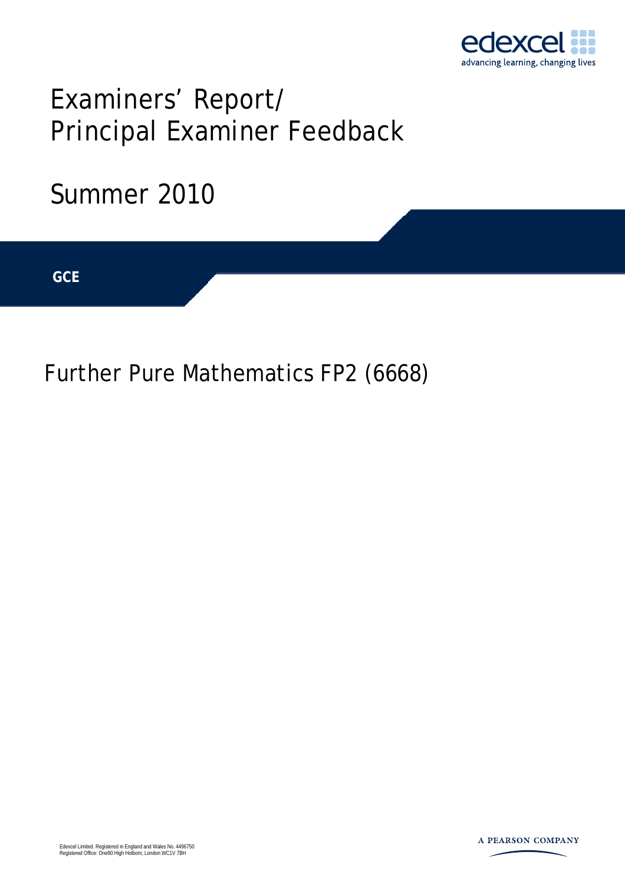edexcel

advancing learning, changing lives

# Examiners' Report/ Principal Examiner Feedback

## Summer 2010

**GCE**

## Further Pure Mathematics FP2 (6668)

Edexcel Limited. Registered in England and Wales No. 4496750
Registered Office: One90 High Holborn, London WC1V 7BH

A PEARSON COMPANY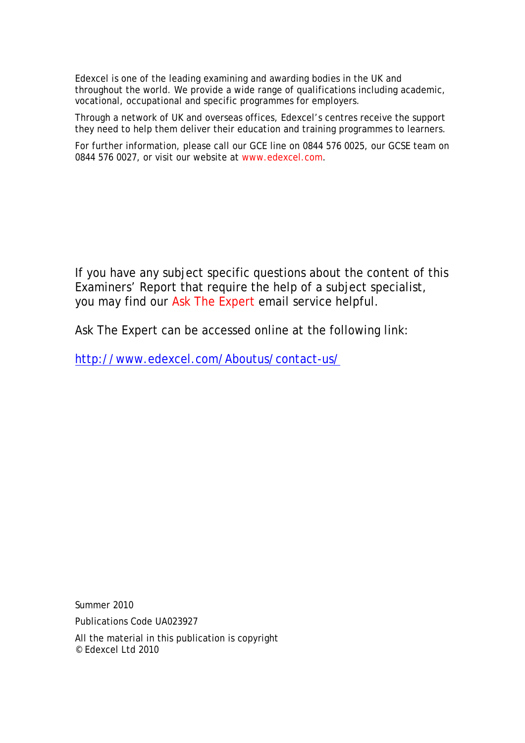Edexcel is one of the leading examining and awarding bodies in the UK and throughout the world. We provide a wide range of qualifications including academic, vocational, occupational and specific programmes for employers.

Through a network of UK and overseas offices, Edexcel's centres receive the support they need to help them deliver their education and training programmes to learners.

For further information, please call our GCE line on 0844 576 0025, our GCSE team on 0844 576 0027, or visit our website at www.edexcel.com.

If you have any subject specific questions about the content of this Examiners' Report that require the help of a subject specialist, you may find our Ask The Expert email service helpful.

Ask The Expert can be accessed online at the following link:

http://www.edexcel.com/Aboutus/contact-us/

Summer 2010

Publications Code UA023927

All the material in this publication is copyright
© Edexcel Ltd 2010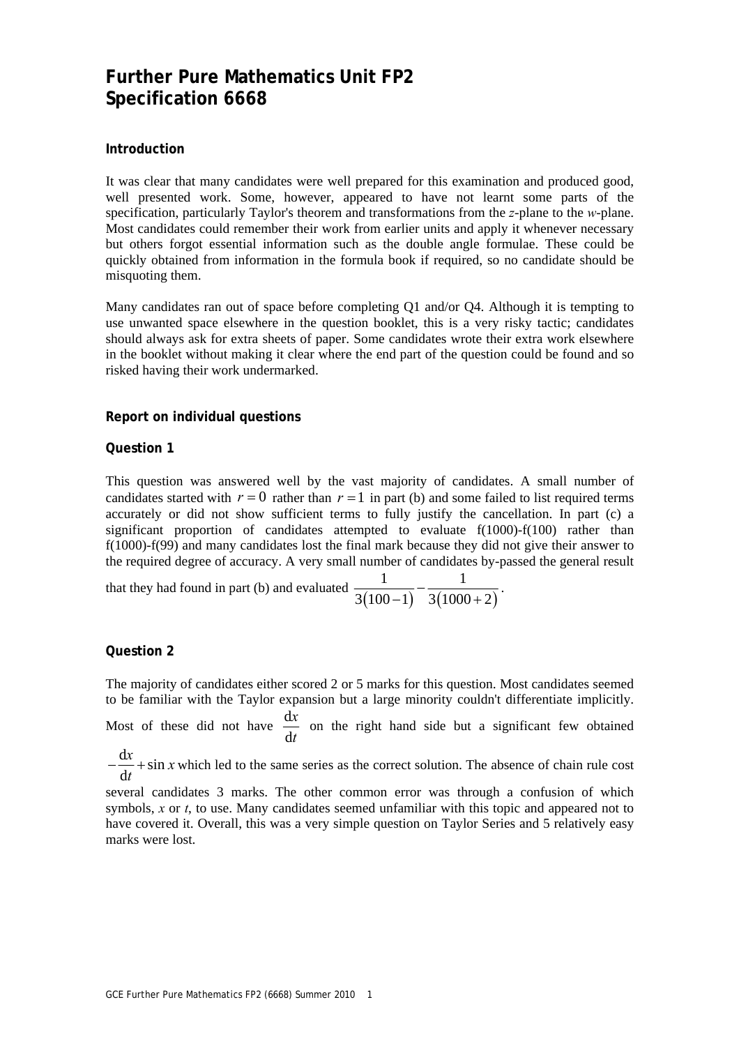# Further Pure Mathematics Unit FP2
# Specification 6668

### Introduction

It was clear that many candidates were well prepared for this examination and produced good, well presented work. Some, however, appeared to have not learnt some parts of the specification, particularly Taylor's theorem and transformations from the $z$-plane to the $w$-plane. Most candidates could remember their work from earlier units and apply it whenever necessary but others forgot essential information such as the double angle formulae. These could be quickly obtained from information in the formula book if required, so no candidate should be misquoting them.

Many candidates ran out of space before completing Q1 and/or Q4. Although it is tempting to use unwanted space elsewhere in the question booklet, this is a very risky tactic; candidates should always ask for extra sheets of paper. Some candidates wrote their extra work elsewhere in the booklet without making it clear where the end part of the question could be found and so risked having their work undermarked.

### Report on individual questions

### Question 1

This question was answered well by the vast majority of candidates. A small number of candidates started with $r = 0$ rather than $r = 1$ in part (b) and some failed to list required terms accurately or did not show sufficient terms to fully justify the cancellation. In part (c) a significant proportion of candidates attempted to evaluate f(1000)-f(100) rather than f(1000)-f(99) and many candidates lost the final mark because they did not give their answer to the required degree of accuracy. A very small number of candidates by-passed the general result that they had found in part (b) and evaluated $\frac{1}{3(100-1)} - \frac{1}{3(1000+2)}$.

### Question 2

The majority of candidates either scored 2 or 5 marks for this question. Most candidates seemed to be familiar with the Taylor expansion but a large minority couldn't differentiate implicitly. Most of these did not have $\frac{\mathrm{d}x}{\mathrm{d}t}$ on the right hand side but a significant few obtained $-\frac{\mathrm{d}x}{\mathrm{d}t} + \sin x$ which led to the same series as the correct solution. The absence of chain rule cost several candidates 3 marks. The other common error was through a confusion of which symbols, $x$ or $t$, to use. Many candidates seemed unfamiliar with this topic and appeared not to have covered it. Overall, this was a very simple question on Taylor Series and 5 relatively easy marks were lost.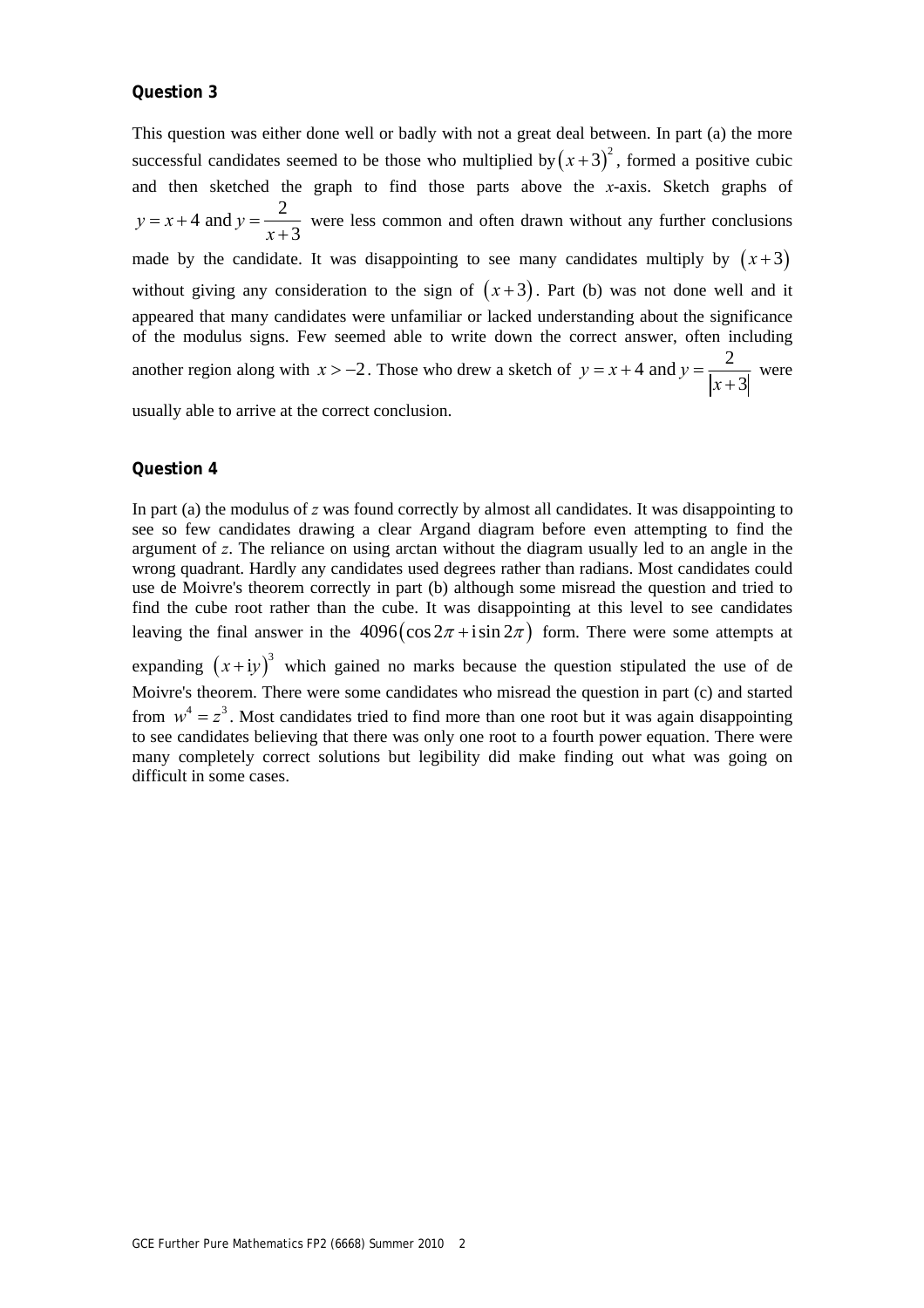**Question 3**

This question was either done well or badly with not a great deal between. In part (a) the more successful candidates seemed to be those who multiplied by $(x+3)^2$, formed a positive cubic and then sketched the graph to find those parts above the *x*-axis. Sketch graphs of $y = x + 4$ and $y = \dfrac{2}{x+3}$ were less common and often drawn without any further conclusions made by the candidate. It was disappointing to see many candidates multiply by $(x+3)$ without giving any consideration to the sign of $(x+3)$. Part (b) was not done well and it appeared that many candidates were unfamiliar or lacked understanding about the significance of the modulus signs. Few seemed able to write down the correct answer, often including another region along with $x > -2$. Those who drew a sketch of $y = x + 4$ and $y = \dfrac{2}{|x+3|}$ were usually able to arrive at the correct conclusion.

**Question 4**

In part (a) the modulus of $z$ was found correctly by almost all candidates. It was disappointing to see so few candidates drawing a clear Argand diagram before even attempting to find the argument of $z$. The reliance on using arctan without the diagram usually led to an angle in the wrong quadrant. Hardly any candidates used degrees rather than radians. Most candidates could use de Moivre's theorem correctly in part (b) although some misread the question and tried to find the cube root rather than the cube. It was disappointing at this level to see candidates leaving the final answer in the $4096(\cos 2\pi + \mathrm{i}\sin 2\pi)$ form. There were some attempts at expanding $(x + \mathrm{i}y)^3$ which gained no marks because the question stipulated the use of de Moivre's theorem. There were some candidates who misread the question in part (c) and started from $w^4 = z^3$. Most candidates tried to find more than one root but it was again disappointing to see candidates believing that there was only one root to a fourth power equation. There were many completely correct solutions but legibility did make finding out what was going on difficult in some cases.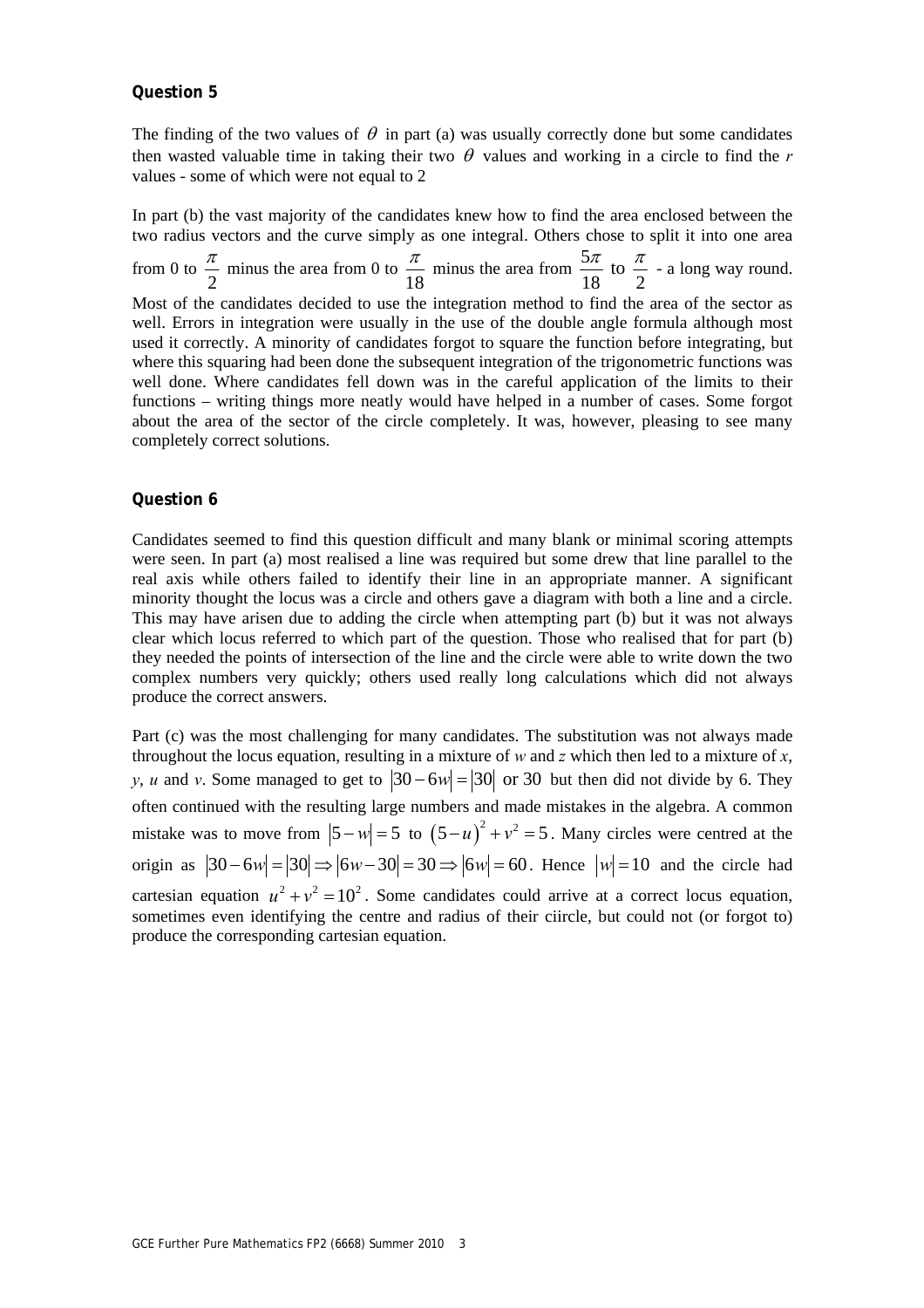**Question 5**

The finding of the two values of $\theta$ in part (a) was usually correctly done but some candidates then wasted valuable time in taking their two $\theta$ values and working in a circle to find the *r* values - some of which were not equal to 2

In part (b) the vast majority of the candidates knew how to find the area enclosed between the two radius vectors and the curve simply as one integral. Others chose to split it into one area from 0 to $\frac{\pi}{2}$ minus the area from 0 to $\frac{\pi}{18}$ minus the area from $\frac{5\pi}{18}$ to $\frac{\pi}{2}$ - a long way round. Most of the candidates decided to use the integration method to find the area of the sector as well. Errors in integration were usually in the use of the double angle formula although most used it correctly. A minority of candidates forgot to square the function before integrating, but where this squaring had been done the subsequent integration of the trigonometric functions was well done. Where candidates fell down was in the careful application of the limits to their functions – writing things more neatly would have helped in a number of cases. Some forgot about the area of the sector of the circle completely. It was, however, pleasing to see many completely correct solutions.

**Question 6**

Candidates seemed to find this question difficult and many blank or minimal scoring attempts were seen. In part (a) most realised a line was required but some drew that line parallel to the real axis while others failed to identify their line in an appropriate manner. A significant minority thought the locus was a circle and others gave a diagram with both a line and a circle. This may have arisen due to adding the circle when attempting part (b) but it was not always clear which locus referred to which part of the question. Those who realised that for part (b) they needed the points of intersection of the line and the circle were able to write down the two complex numbers very quickly; others used really long calculations which did not always produce the correct answers.

Part (c) was the most challenging for many candidates. The substitution was not always made throughout the locus equation, resulting in a mixture of *w* and *z* which then led to a mixture of *x*, *y*, *u* and *v*. Some managed to get to $|30-6w|=|30|$ or 30 but then did not divide by 6. They often continued with the resulting large numbers and made mistakes in the algebra. A common mistake was to move from $|5-w|=5$ to $(5-u)^2+v^2=5$. Many circles were centred at the origin as $|30-6w|=|30| \Rightarrow |6w-30|=30 \Rightarrow |6w|=60$. Hence $|w|=10$ and the circle had cartesian equation $u^2+v^2=10^2$. Some candidates could arrive at a correct locus equation, sometimes even identifying the centre and radius of their ciircle, but could not (or forgot to) produce the corresponding cartesian equation.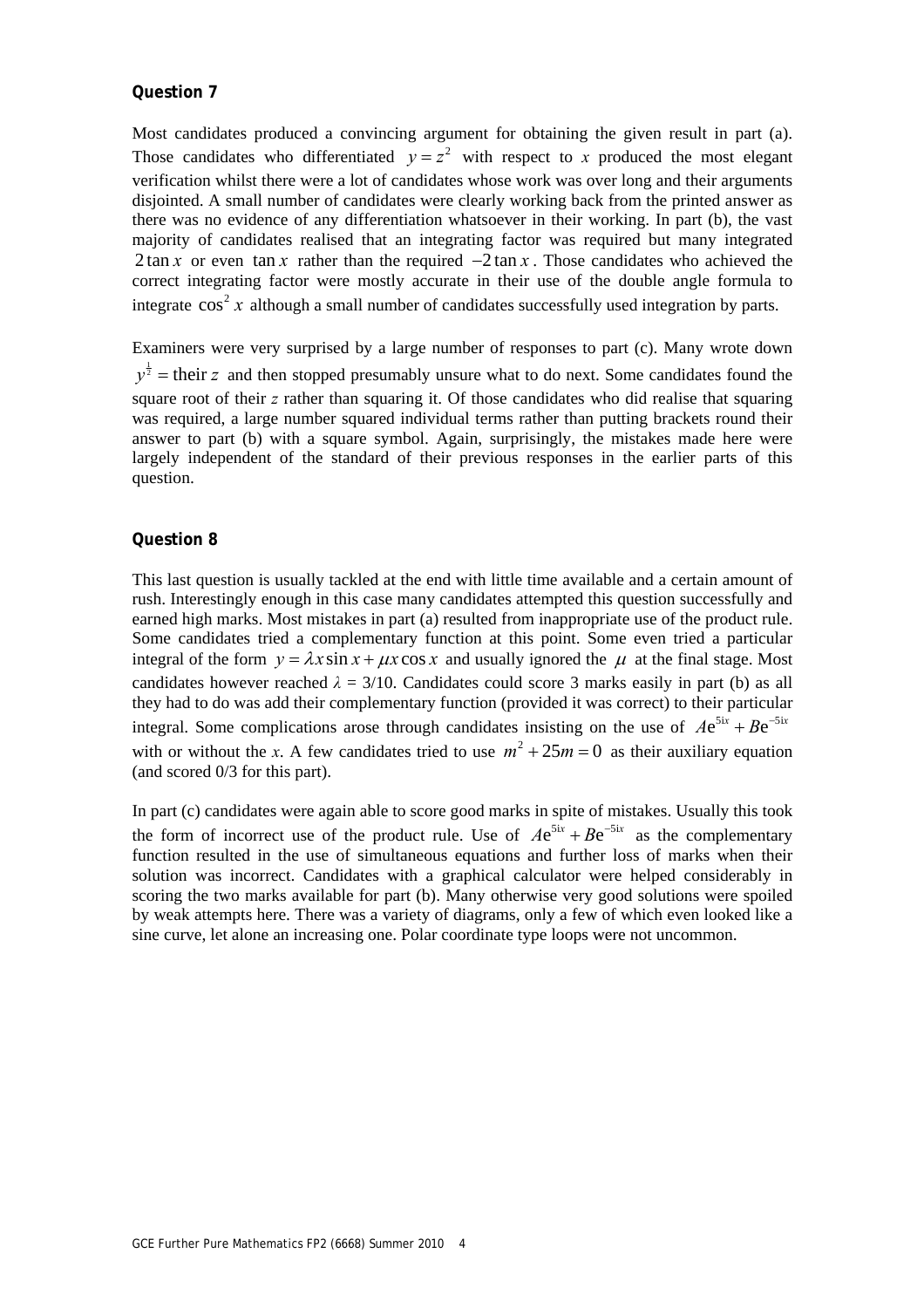**Question 7**

Most candidates produced a convincing argument for obtaining the given result in part (a). Those candidates who differentiated $y = z^2$ with respect to $x$ produced the most elegant verification whilst there were a lot of candidates whose work was over long and their arguments disjointed. A small number of candidates were clearly working back from the printed answer as there was no evidence of any differentiation whatsoever in their working. In part (b), the vast majority of candidates realised that an integrating factor was required but many integrated $2\tan x$ or even $\tan x$ rather than the required $-2\tan x$. Those candidates who achieved the correct integrating factor were mostly accurate in their use of the double angle formula to integrate $\cos^2 x$ although a small number of candidates successfully used integration by parts.

Examiners were very surprised by a large number of responses to part (c). Many wrote down $y^{\frac{1}{2}} = \text{their } z$ and then stopped presumably unsure what to do next. Some candidates found the square root of their $z$ rather than squaring it. Of those candidates who did realise that squaring was required, a large number squared individual terms rather than putting brackets round their answer to part (b) with a square symbol. Again, surprisingly, the mistakes made here were largely independent of the standard of their previous responses in the earlier parts of this question.

**Question 8**

This last question is usually tackled at the end with little time available and a certain amount of rush. Interestingly enough in this case many candidates attempted this question successfully and earned high marks. Most mistakes in part (a) resulted from inappropriate use of the product rule. Some candidates tried a complementary function at this point. Some even tried a particular integral of the form $y = \lambda x \sin x + \mu x \cos x$ and usually ignored the $\mu$ at the final stage. Most candidates however reached $\lambda = 3/10$. Candidates could score 3 marks easily in part (b) as all they had to do was add their complementary function (provided it was correct) to their particular integral. Some complications arose through candidates insisting on the use of $Ae^{5ix} + Be^{-5ix}$ with or without the $x$. A few candidates tried to use $m^2 + 25m = 0$ as their auxiliary equation (and scored 0/3 for this part).

In part (c) candidates were again able to score good marks in spite of mistakes. Usually this took the form of incorrect use of the product rule. Use of $Ae^{5ix} + Be^{-5ix}$ as the complementary function resulted in the use of simultaneous equations and further loss of marks when their solution was incorrect. Candidates with a graphical calculator were helped considerably in scoring the two marks available for part (b). Many otherwise very good solutions were spoiled by weak attempts here. There was a variety of diagrams, only a few of which even looked like a sine curve, let alone an increasing one. Polar coordinate type loops were not uncommon.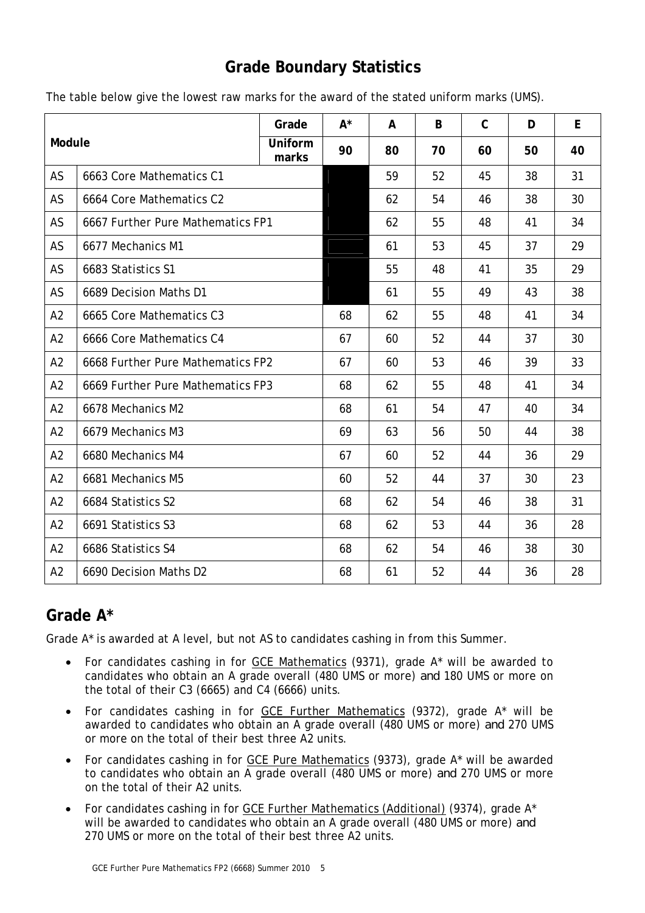## Grade Boundary Statistics

The table below give the lowest raw marks for the award of the stated uniform marks (UMS).

| Module | | Grade | A* | A | B | C | D | E |
|---|---|---|---|---|---|---|---|---|
| | | **Uniform marks** | **90** | **80** | **70** | **60** | **50** | **40** |
| AS | 6663 Core Mathematics C1 | | | 59 | 52 | 45 | 38 | 31 |
| AS | 6664 Core Mathematics C2 | | | 62 | 54 | 46 | 38 | 30 |
| AS | 6667 Further Pure Mathematics FP1 | | | 62 | 55 | 48 | 41 | 34 |
| AS | 6677 Mechanics M1 | | | 61 | 53 | 45 | 37 | 29 |
| AS | 6683 Statistics S1 | | | 55 | 48 | 41 | 35 | 29 |
| AS | 6689 Decision Maths D1 | | | 61 | 55 | 49 | 43 | 38 |
| A2 | 6665 Core Mathematics C3 | | 68 | 62 | 55 | 48 | 41 | 34 |
| A2 | 6666 Core Mathematics C4 | | 67 | 60 | 52 | 44 | 37 | 30 |
| A2 | 6668 Further Pure Mathematics FP2 | | 67 | 60 | 53 | 46 | 39 | 33 |
| A2 | 6669 Further Pure Mathematics FP3 | | 68 | 62 | 55 | 48 | 41 | 34 |
| A2 | 6678 Mechanics M2 | | 68 | 61 | 54 | 47 | 40 | 34 |
| A2 | 6679 Mechanics M3 | | 69 | 63 | 56 | 50 | 44 | 38 |
| A2 | 6680 Mechanics M4 | | 67 | 60 | 52 | 44 | 36 | 29 |
| A2 | 6681 Mechanics M5 | | 60 | 52 | 44 | 37 | 30 | 23 |
| A2 | 6684 Statistics S2 | | 68 | 62 | 54 | 46 | 38 | 31 |
| A2 | 6691 Statistics S3 | | 68 | 62 | 53 | 44 | 36 | 28 |
| A2 | 6686 Statistics S4 | | 68 | 62 | 54 | 46 | 38 | 30 |
| A2 | 6690 Decision Maths D2 | | 68 | 61 | 52 | 44 | 36 | 28 |

## Grade A*

Grade A* is awarded at A level, but not AS to candidates cashing in from this Summer.

- For candidates cashing in for GCE Mathematics (9371), grade A* will be awarded to candidates who obtain an A grade overall (480 UMS or more) and 180 UMS or more on the total of their C3 (6665) and C4 (6666) units.
- For candidates cashing in for GCE Further Mathematics (9372), grade A* will be awarded to candidates who obtain an A grade overall (480 UMS or more) and 270 UMS or more on the total of their best three A2 units.
- For candidates cashing in for GCE Pure Mathematics (9373), grade A* will be awarded to candidates who obtain an A grade overall (480 UMS or more) and 270 UMS or more on the total of their A2 units.
- For candidates cashing in for GCE Further Mathematics (Additional) (9374), grade A* will be awarded to candidates who obtain an A grade overall (480 UMS or more) and 270 UMS or more on the total of their best three A2 units.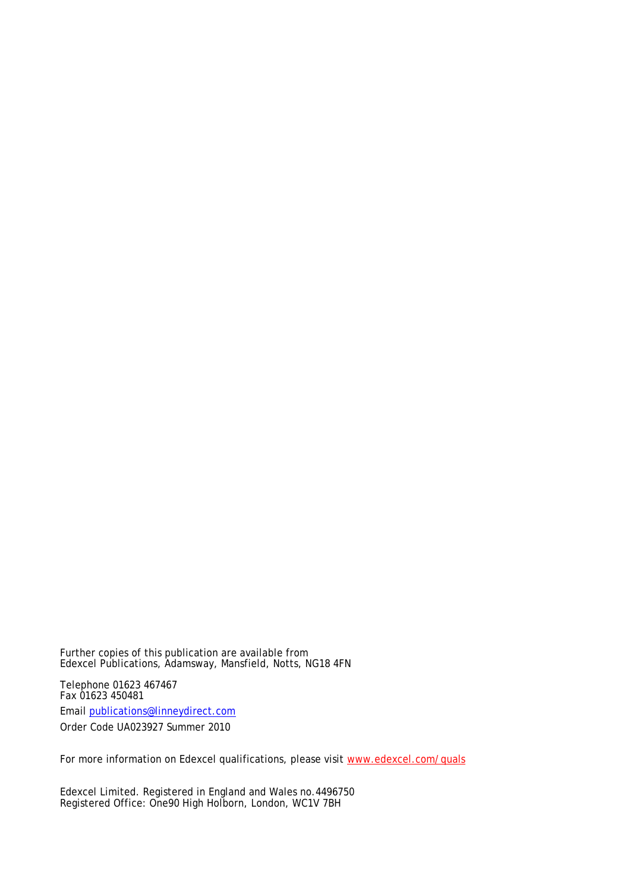Further copies of this publication are available from
Edexcel Publications, Adamsway, Mansfield, Notts, NG18 4FN

Telephone 01623 467467
Fax 01623 450481

Email publications@linneydirect.com

Order Code UA023927 Summer 2010

For more information on Edexcel qualifications, please visit www.edexcel.com/quals

Edexcel Limited. Registered in England and Wales no.4496750
Registered Office: One90 High Holborn, London, WC1V 7BH